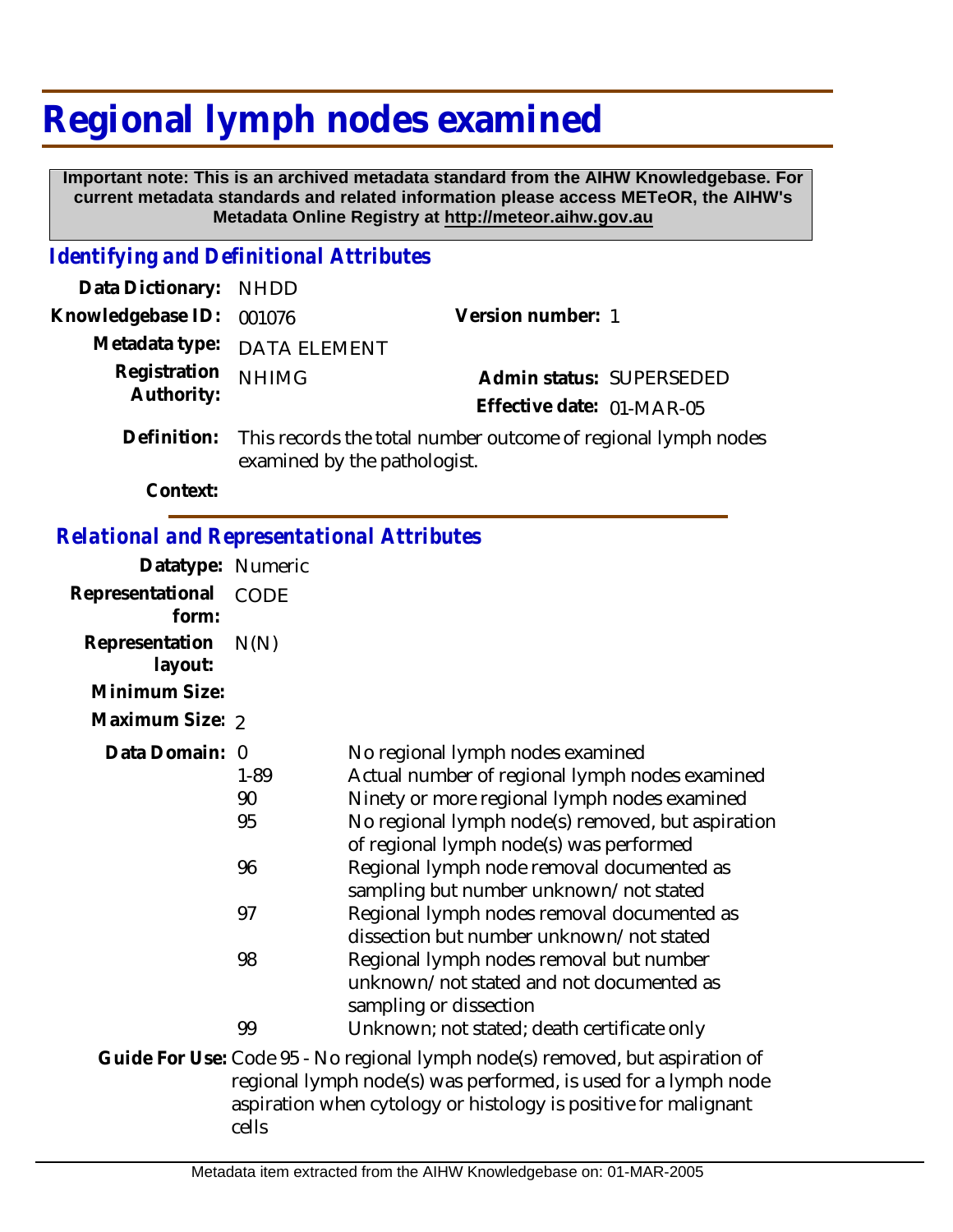# Regional lymph nodes examined

**Important note: This is an archived metadata standard from the AIHW Knowledgebase. For current metadata standards and related information please access METeOR, the AIHW's Metadata Online Registry at http://meteor.aihw.gov.au**

## *Identifying and Definitional Attributes*

**Data Dictionary:** NHDD

**Knowledgebase ID:** 001076

**Version number:** 1

**Metadata type:** DATA ELEMENT

**Registration Authority:** NHIMG

**Admin status:** SUPERSEDED

**Effective date:** 01-MAR-05

**Definition:** This records the total number outcome of regional lymph nodes examined by the pathologist.

**Context:**

## *Relational and Representational Attributes*

**Datatype:** Numeric

**Representational form:** CODE

**Representation layout:** N(N)

**Minimum Size:**

**Maximum Size:** 2

**Data Domain:**

| Code | Description |
|---|---|
| 0 | No regional lymph nodes examined |
| 1-89 | Actual number of regional lymph nodes examined |
| 90 | Ninety or more regional lymph nodes examined |
| 95 | No regional lymph node(s) removed, but aspiration of regional lymph node(s) was performed |
| 96 | Regional lymph node removal documented as sampling but number unknown/not stated |
| 97 | Regional lymph nodes removal documented as dissection but number unknown/not stated |
| 98 | Regional lymph nodes removal but number unknown/not stated and not documented as sampling or dissection |
| 99 | Unknown; not stated; death certificate only |

**Guide For Use:** Code 95 - No regional lymph node(s) removed, but aspiration of regional lymph node(s) was performed, is used for a lymph node aspiration when cytology or histology is positive for malignant cells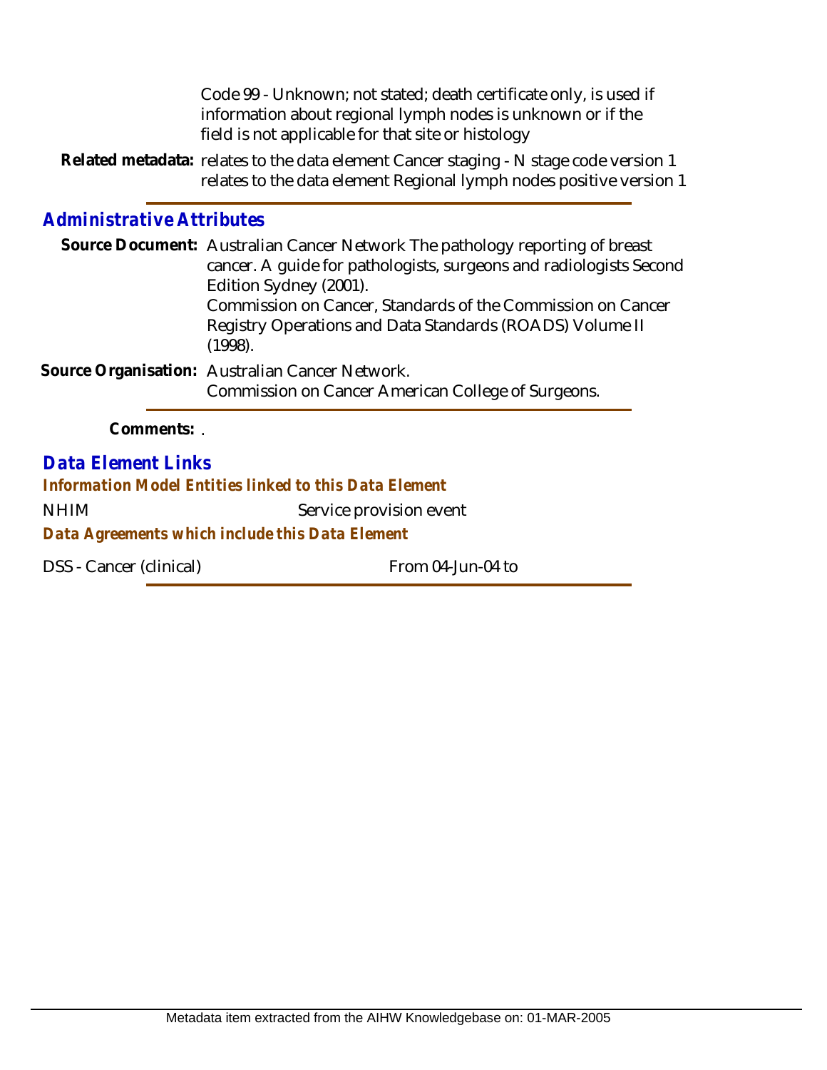Code 99 - Unknown; not stated; death certificate only, is used if information about regional lymph nodes is unknown or if the field is not applicable for that site or histology

**Related metadata:** relates to the data element Cancer staging - N stage code version 1
relates to the data element Regional lymph nodes positive version 1

## Administrative Attributes

**Source Document:** Australian Cancer Network The pathology reporting of breast cancer. A guide for pathologists, surgeons and radiologists Second Edition Sydney (2001).
Commission on Cancer, Standards of the Commission on Cancer Registry Operations and Data Standards (ROADS) Volume II (1998).

**Source Organisation:** Australian Cancer Network.
Commission on Cancer American College of Surgeons.

**Comments:** .

## Data Element Links

### Information Model Entities linked to this Data Element

NHIM Service provision event

### Data Agreements which include this Data Element

DSS - Cancer (clinical) From 04-Jun-04 to

Metadata item extracted from the AIHW Knowledgebase on: 01-MAR-2005